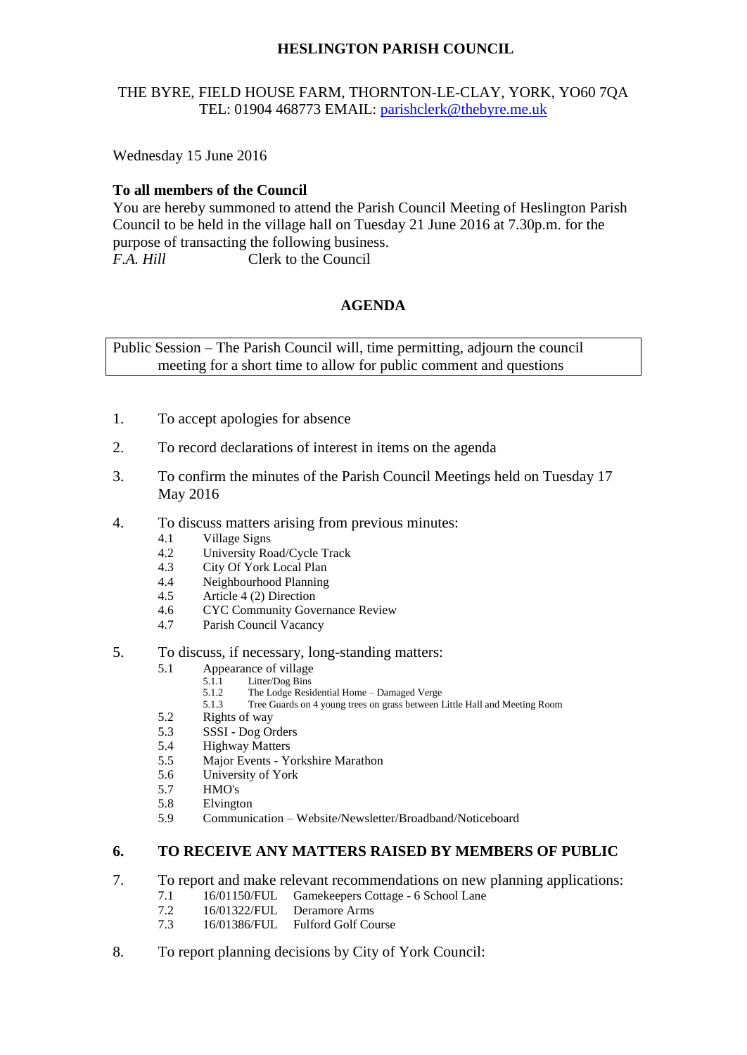**HESLINGTON PARISH COUNCIL**

THE BYRE, FIELD HOUSE FARM, THORNTON-LE-CLAY, YORK, YO60 7QA
TEL: 01904 468773 EMAIL: parishclerk@thebyre.me.uk

Wednesday 15 June 2016

**To all members of the Council**

You are hereby summoned to attend the Parish Council Meeting of Heslington Parish Council to be held in the village hall on Tuesday 21 June 2016 at 7.30p.m. for the purpose of transacting the following business.

*F.A. Hill* Clerk to the Council

## AGENDA

| Public Session – The Parish Council will, time permitting, adjourn the council meeting for a short time to allow for public comment and questions |
|---|

1. To accept apologies for absence
2. To record declarations of interest in items on the agenda
3. To confirm the minutes of the Parish Council Meetings held on Tuesday 17 May 2016
4. To discuss matters arising from previous minutes:
   - 4.1 Village Signs
   - 4.2 University Road/Cycle Track
   - 4.3 City Of York Local Plan
   - 4.4 Neighbourhood Planning
   - 4.5 Article 4 (2) Direction
   - 4.6 CYC Community Governance Review
   - 4.7 Parish Council Vacancy
5. To discuss, if necessary, long-standing matters:
   - 5.1 Appearance of village
     - 5.1.1 Litter/Dog Bins
     - 5.1.2 The Lodge Residential Home – Damaged Verge
     - 5.1.3 Tree Guards on 4 young trees on grass between Little Hall and Meeting Room
   - 5.2 Rights of way
   - 5.3 SSSI - Dog Orders
   - 5.4 Highway Matters
   - 5.5 Major Events - Yorkshire Marathon
   - 5.6 University of York
   - 5.7 HMO's
   - 5.8 Elvington
   - 5.9 Communication – Website/Newsletter/Broadband/Noticeboard
6. **TO RECEIVE ANY MATTERS RAISED BY MEMBERS OF PUBLIC**
7. To report and make relevant recommendations on new planning applications:
   - 7.1 16/01150/FUL Gamekeepers Cottage - 6 School Lane
   - 7.2 16/01322/FUL Deramore Arms
   - 7.3 16/01386/FUL Fulford Golf Course
8. To report planning decisions by City of York Council: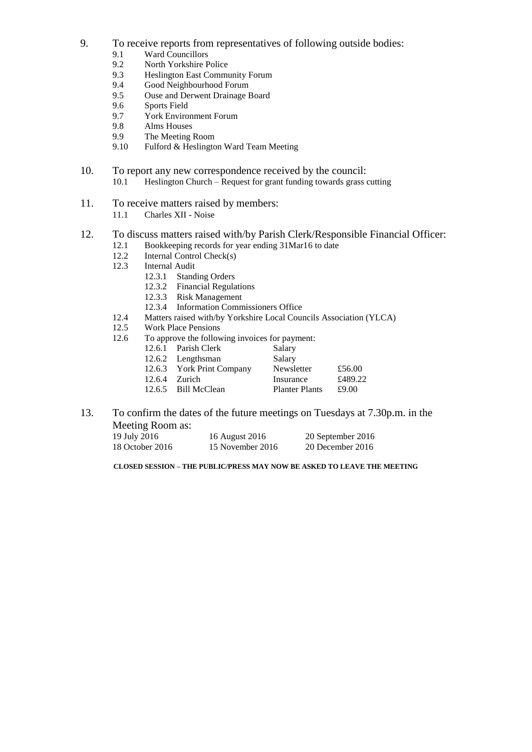9. To receive reports from representatives of following outside bodies:
   - 9.1 Ward Councillors
   - 9.2 North Yorkshire Police
   - 9.3 Heslington East Community Forum
   - 9.4 Good Neighbourhood Forum
   - 9.5 Ouse and Derwent Drainage Board
   - 9.6 Sports Field
   - 9.7 York Environment Forum
   - 9.8 Alms Houses
   - 9.9 The Meeting Room
   - 9.10 Fulford & Heslington Ward Team Meeting

10. To report any new correspondence received by the council:
    - 10.1 Heslington Church – Request for grant funding towards grass cutting

11. To receive matters raised by members:
    - 11.1 Charles XII - Noise

12. To discuss matters raised with/by Parish Clerk/Responsible Financial Officer:
    - 12.1 Bookkeeping records for year ending 31Mar16 to date
    - 12.2 Internal Control Check(s)
    - 12.3 Internal Audit
      - 12.3.1 Standing Orders
      - 12.3.2 Financial Regulations
      - 12.3.3 Risk Management
      - 12.3.4 Information Commissioners Office
    - 12.4 Matters raised with/by Yorkshire Local Councils Association (YLCA)
    - 12.5 Work Place Pensions
    - 12.6 To approve the following invoices for payment:

| | | | |
|---|---|---|---|
| 12.6.1 | Parish Clerk | Salary | |
| 12.6.2 | Lengthsman | Salary | |
| 12.6.3 | York Print Company | Newsletter | £56.00 |
| 12.6.4 | Zurich | Insurance | £489.22 |
| 12.6.5 | Bill McClean | Planter Plants | £9.00 |

13. To confirm the dates of the future meetings on Tuesdays at 7.30p.m. in the Meeting Room as:

| | | |
|---|---|---|
| 19 July 2016 | 16 August 2016 | 20 September 2016 |
| 18 October 2016 | 15 November 2016 | 20 December 2016 |

**CLOSED SESSION – THE PUBLIC/PRESS MAY NOW BE ASKED TO LEAVE THE MEETING**